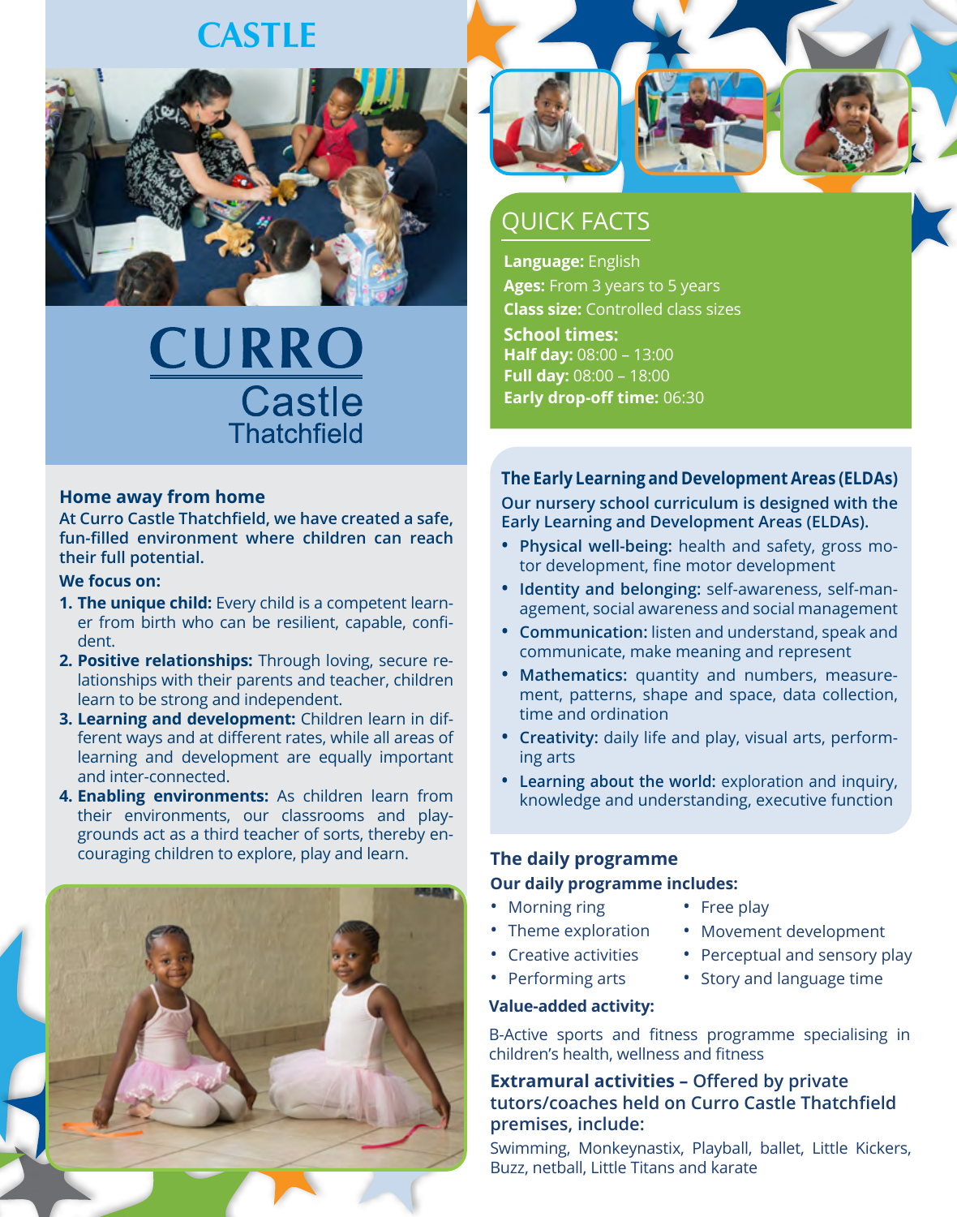# CASTLE

# CURRO
## Castle
### Thatchfield

## QUICK FACTS

**Language:** English
**Ages:** From 3 years to 5 years
**Class size:** Controlled class sizes
**School times:**
**Half day:** 08:00 – 13:00
**Full day:** 08:00 – 18:00
**Early drop-off time:** 06:30

## Home away from home

**At Curro Castle Thatchfield, we have created a safe, fun-filled environment where children can reach their full potential.**

**We focus on:**

1. **The unique child:** Every child is a competent learner from birth who can be resilient, capable, confident.
2. **Positive relationships:** Through loving, secure relationships with their parents and teacher, children learn to be strong and independent.
3. **Learning and development:** Children learn in different ways and at different rates, while all areas of learning and development are equally important and inter-connected.
4. **Enabling environments:** As children learn from their environments, our classrooms and playgrounds act as a third teacher of sorts, thereby encouraging children to explore, play and learn.

## The Early Learning and Development Areas (ELDAs)

**Our nursery school curriculum is designed with the Early Learning and Development Areas (ELDAs).**

- **Physical well-being:** health and safety, gross motor development, fine motor development
- **Identity and belonging:** self-awareness, self-management, social awareness and social management
- **Communication:** listen and understand, speak and communicate, make meaning and represent
- **Mathematics:** quantity and numbers, measurement, patterns, shape and space, data collection, time and ordination
- **Creativity:** daily life and play, visual arts, performing arts
- **Learning about the world:** exploration and inquiry, knowledge and understanding, executive function

## The daily programme

**Our daily programme includes:**

- Morning ring
- Theme exploration
- Creative activities
- Performing arts
- Free play
- Movement development
- Perceptual and sensory play
- Story and language time

**Value-added activity:**

B-Active sports and fitness programme specialising in children's health, wellness and fitness

**Extramural activities – Offered by private tutors/coaches held on Curro Castle Thatchfield premises, include:**

Swimming, Monkeynastix, Playball, ballet, Little Kickers, Buzz, netball, Little Titans and karate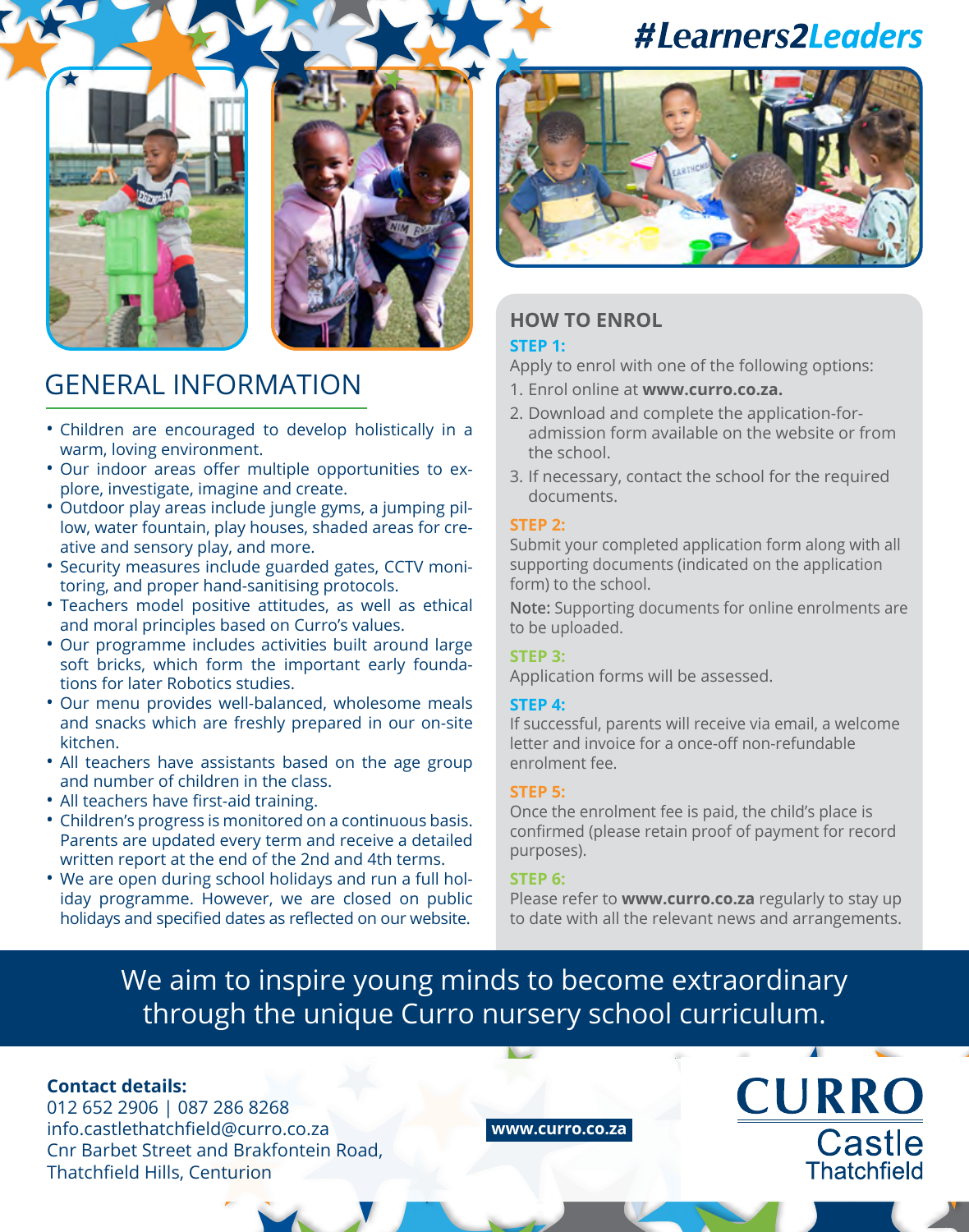#Learners2Leaders

## GENERAL INFORMATION

- Children are encouraged to develop holistically in a warm, loving environment.
- Our indoor areas offer multiple opportunities to explore, investigate, imagine and create.
- Outdoor play areas include jungle gyms, a jumping pillow, water fountain, play houses, shaded areas for creative and sensory play, and more.
- Security measures include guarded gates, CCTV monitoring, and proper hand-sanitising protocols.
- Teachers model positive attitudes, as well as ethical and moral principles based on Curro's values.
- Our programme includes activities built around large soft bricks, which form the important early foundations for later Robotics studies.
- Our menu provides well-balanced, wholesome meals and snacks which are freshly prepared in our on-site kitchen.
- All teachers have assistants based on the age group and number of children in the class.
- All teachers have first-aid training.
- Children's progress is monitored on a continuous basis. Parents are updated every term and receive a detailed written report at the end of the 2nd and 4th terms.
- We are open during school holidays and run a full holiday programme. However, we are closed on public holidays and specified dates as reflected on our website.

## HOW TO ENROL

**STEP 1:**

Apply to enrol with one of the following options:

1. Enrol online at **www.curro.co.za.**
2. Download and complete the application-for-admission form available on the website or from the school.
3. If necessary, contact the school for the required documents.

**STEP 2:**

Submit your completed application form along with all supporting documents (indicated on the application form) to the school.

**Note:** Supporting documents for online enrolments are to be uploaded.

**STEP 3:**

Application forms will be assessed.

**STEP 4:**

If successful, parents will receive via email, a welcome letter and invoice for a once-off non-refundable enrolment fee.

**STEP 5:**

Once the enrolment fee is paid, the child's place is confirmed (please retain proof of payment for record purposes).

**STEP 6:**

Please refer to **www.curro.co.za** regularly to stay up to date with all the relevant news and arrangements.

We aim to inspire young minds to become extraordinary through the unique Curro nursery school curriculum.

**Contact details:**
012 652 2906 | 087 286 8268
info.castlethatchfield@curro.co.za
Cnr Barbet Street and Brakfontein Road,
Thatchfield Hills, Centurion

**www.curro.co.za**

CURRO
Castle
Thatchfield